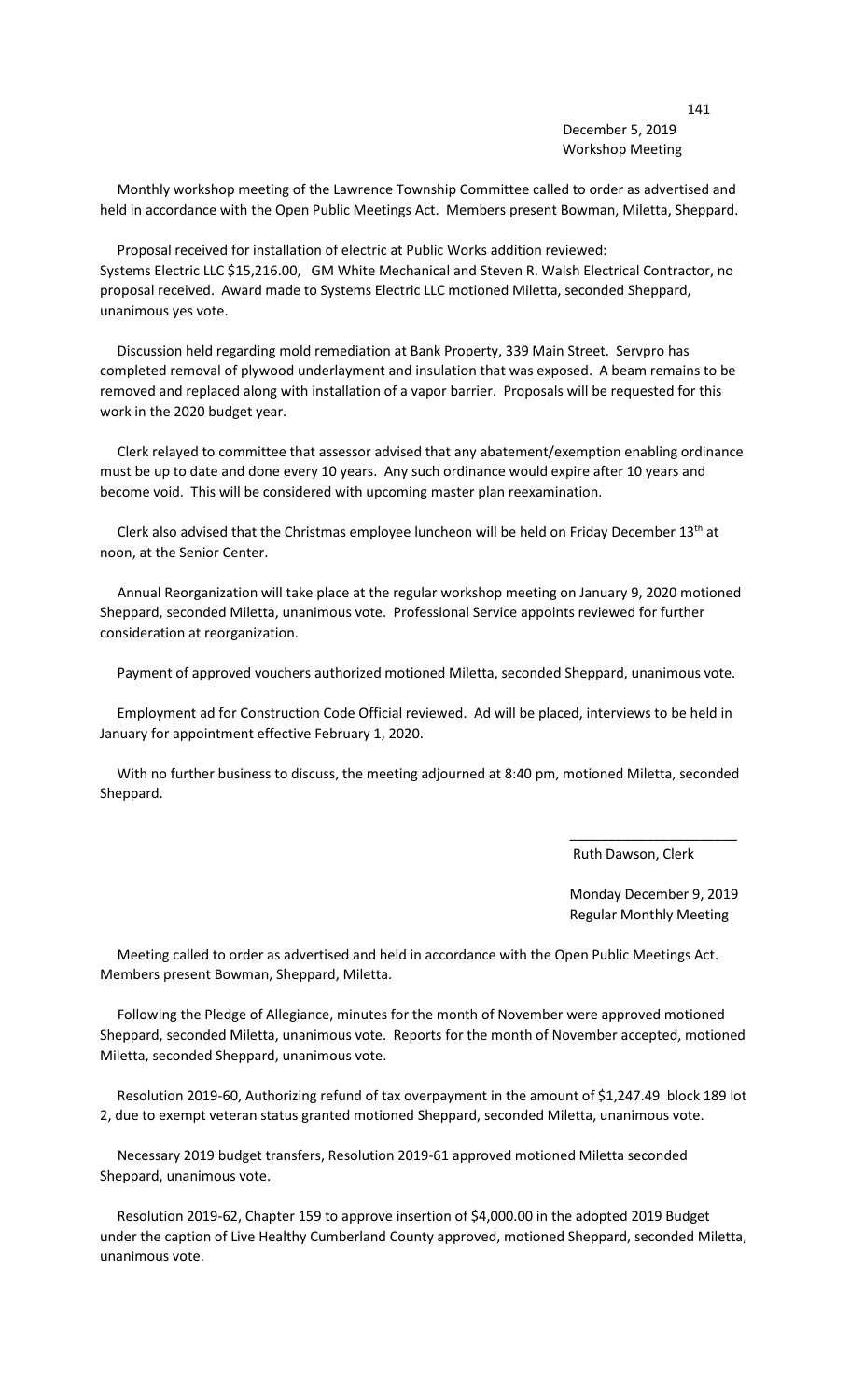December 5, 2019
Workshop Meeting

Monthly workshop meeting of the Lawrence Township Committee called to order as advertised and held in accordance with the Open Public Meetings Act. Members present Bowman, Miletta, Sheppard.

Proposal received for installation of electric at Public Works addition reviewed: Systems Electric LLC $15,216.00, GM White Mechanical and Steven R. Walsh Electrical Contractor, no proposal received. Award made to Systems Electric LLC motioned Miletta, seconded Sheppard, unanimous yes vote.

Discussion held regarding mold remediation at Bank Property, 339 Main Street. Servpro has completed removal of plywood underlayment and insulation that was exposed. A beam remains to be removed and replaced along with installation of a vapor barrier. Proposals will be requested for this work in the 2020 budget year.

Clerk relayed to committee that assessor advised that any abatement/exemption enabling ordinance must be up to date and done every 10 years. Any such ordinance would expire after 10 years and become void. This will be considered with upcoming master plan reexamination.

Clerk also advised that the Christmas employee luncheon will be held on Friday December 13th at noon, at the Senior Center.

Annual Reorganization will take place at the regular workshop meeting on January 9, 2020 motioned Sheppard, seconded Miletta, unanimous vote. Professional Service appoints reviewed for further consideration at reorganization.

Payment of approved vouchers authorized motioned Miletta, seconded Sheppard, unanimous vote.

Employment ad for Construction Code Official reviewed. Ad will be placed, interviews to be held in January for appointment effective February 1, 2020.

With no further business to discuss, the meeting adjourned at 8:40 pm, motioned Miletta, seconded Sheppard.

\_\_\_\_\_\_\_\_\_\_\_\_\_\_\_\_\_\_\_\_\_\_

Ruth Dawson, Clerk

Monday December 9, 2019
Regular Monthly Meeting

Meeting called to order as advertised and held in accordance with the Open Public Meetings Act. Members present Bowman, Sheppard, Miletta.

Following the Pledge of Allegiance, minutes for the month of November were approved motioned Sheppard, seconded Miletta, unanimous vote. Reports for the month of November accepted, motioned Miletta, seconded Sheppard, unanimous vote.

Resolution 2019-60, Authorizing refund of tax overpayment in the amount of $1,247.49 block 189 lot 2, due to exempt veteran status granted motioned Sheppard, seconded Miletta, unanimous vote.

Necessary 2019 budget transfers, Resolution 2019-61 approved motioned Miletta seconded Sheppard, unanimous vote.

Resolution 2019-62, Chapter 159 to approve insertion of $4,000.00 in the adopted 2019 Budget under the caption of Live Healthy Cumberland County approved, motioned Sheppard, seconded Miletta, unanimous vote.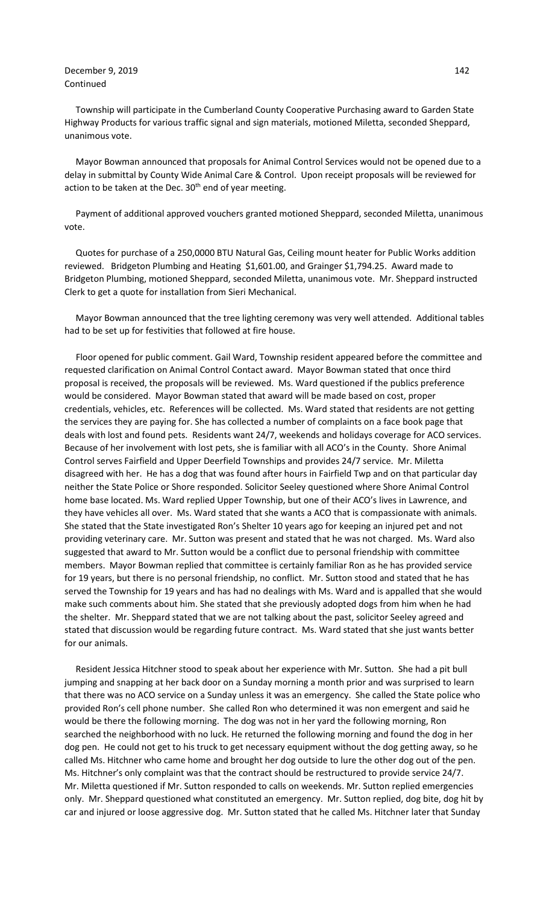Township will participate in the Cumberland County Cooperative Purchasing award to Garden State Highway Products for various traffic signal and sign materials, motioned Miletta, seconded Sheppard, unanimous vote.

Mayor Bowman announced that proposals for Animal Control Services would not be opened due to a delay in submittal by County Wide Animal Care & Control. Upon receipt proposals will be reviewed for action to be taken at the Dec. 30th end of year meeting.

Payment of additional approved vouchers granted motioned Sheppard, seconded Miletta, unanimous vote.

Quotes for purchase of a 250,0000 BTU Natural Gas, Ceiling mount heater for Public Works addition reviewed. Bridgeton Plumbing and Heating $1,601.00, and Grainger $1,794.25. Award made to Bridgeton Plumbing, motioned Sheppard, seconded Miletta, unanimous vote. Mr. Sheppard instructed Clerk to get a quote for installation from Sieri Mechanical.

Mayor Bowman announced that the tree lighting ceremony was very well attended. Additional tables had to be set up for festivities that followed at fire house.

Floor opened for public comment. Gail Ward, Township resident appeared before the committee and requested clarification on Animal Control Contact award. Mayor Bowman stated that once third proposal is received, the proposals will be reviewed. Ms. Ward questioned if the publics preference would be considered. Mayor Bowman stated that award will be made based on cost, proper credentials, vehicles, etc. References will be collected. Ms. Ward stated that residents are not getting the services they are paying for. She has collected a number of complaints on a face book page that deals with lost and found pets. Residents want 24/7, weekends and holidays coverage for ACO services. Because of her involvement with lost pets, she is familiar with all ACO's in the County. Shore Animal Control serves Fairfield and Upper Deerfield Townships and provides 24/7 service. Mr. Miletta disagreed with her. He has a dog that was found after hours in Fairfield Twp and on that particular day neither the State Police or Shore responded. Solicitor Seeley questioned where Shore Animal Control home base located. Ms. Ward replied Upper Township, but one of their ACO's lives in Lawrence, and they have vehicles all over. Ms. Ward stated that she wants a ACO that is compassionate with animals. She stated that the State investigated Ron's Shelter 10 years ago for keeping an injured pet and not providing veterinary care. Mr. Sutton was present and stated that he was not charged. Ms. Ward also suggested that award to Mr. Sutton would be a conflict due to personal friendship with committee members. Mayor Bowman replied that committee is certainly familiar Ron as he has provided service for 19 years, but there is no personal friendship, no conflict. Mr. Sutton stood and stated that he has served the Township for 19 years and has had no dealings with Ms. Ward and is appalled that she would make such comments about him. She stated that she previously adopted dogs from him when he had the shelter. Mr. Sheppard stated that we are not talking about the past, solicitor Seeley agreed and stated that discussion would be regarding future contract. Ms. Ward stated that she just wants better for our animals.

Resident Jessica Hitchner stood to speak about her experience with Mr. Sutton. She had a pit bull jumping and snapping at her back door on a Sunday morning a month prior and was surprised to learn that there was no ACO service on a Sunday unless it was an emergency. She called the State police who provided Ron's cell phone number. She called Ron who determined it was non emergent and said he would be there the following morning. The dog was not in her yard the following morning, Ron searched the neighborhood with no luck. He returned the following morning and found the dog in her dog pen. He could not get to his truck to get necessary equipment without the dog getting away, so he called Ms. Hitchner who came home and brought her dog outside to lure the other dog out of the pen. Ms. Hitchner's only complaint was that the contract should be restructured to provide service 24/7. Mr. Miletta questioned if Mr. Sutton responded to calls on weekends. Mr. Sutton replied emergencies only. Mr. Sheppard questioned what constituted an emergency. Mr. Sutton replied, dog bite, dog hit by car and injured or loose aggressive dog. Mr. Sutton stated that he called Ms. Hitchner later that Sunday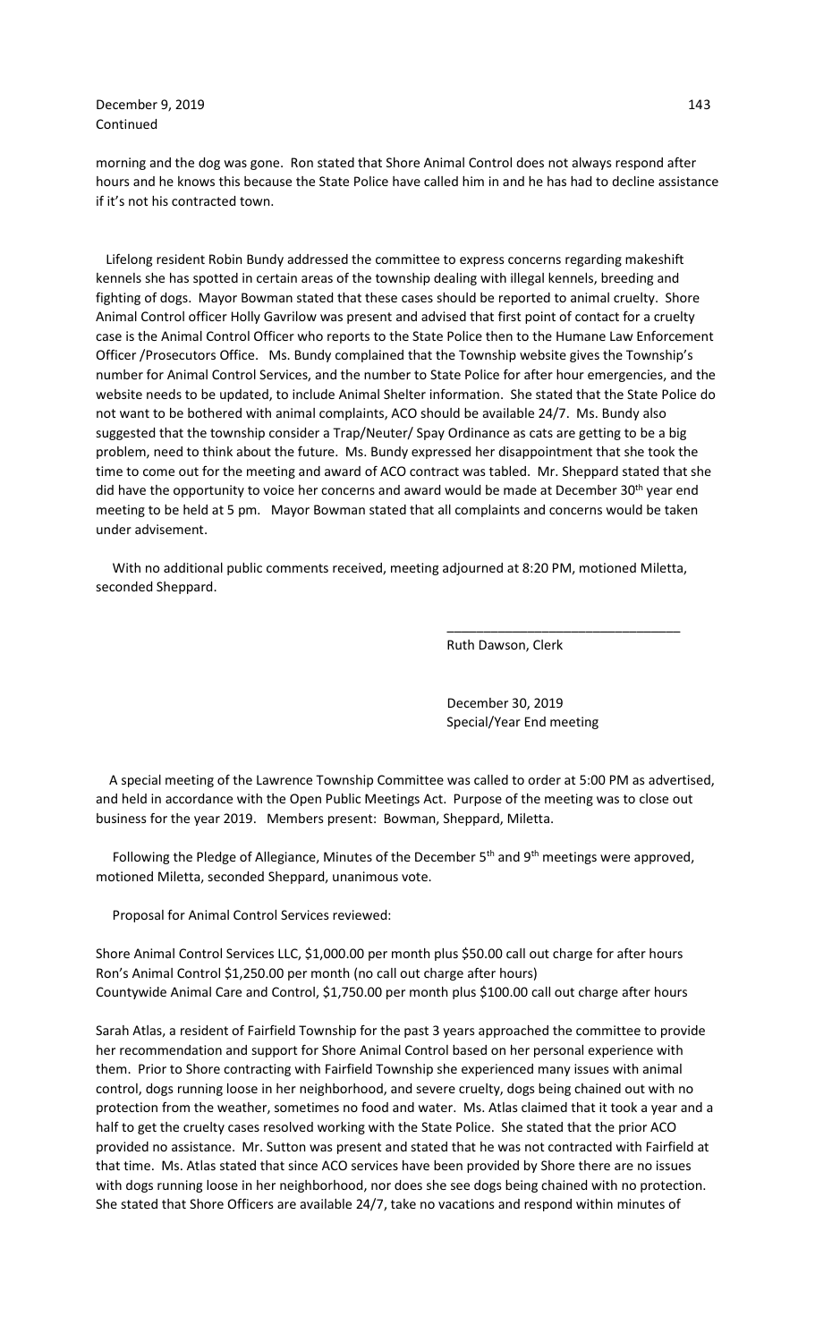morning and the dog was gone. Ron stated that Shore Animal Control does not always respond after hours and he knows this because the State Police have called him in and he has had to decline assistance if it's not his contracted town.

Lifelong resident Robin Bundy addressed the committee to express concerns regarding makeshift kennels she has spotted in certain areas of the township dealing with illegal kennels, breeding and fighting of dogs. Mayor Bowman stated that these cases should be reported to animal cruelty. Shore Animal Control officer Holly Gavrilow was present and advised that first point of contact for a cruelty case is the Animal Control Officer who reports to the State Police then to the Humane Law Enforcement Officer /Prosecutors Office. Ms. Bundy complained that the Township website gives the Township's number for Animal Control Services, and the number to State Police for after hour emergencies, and the website needs to be updated, to include Animal Shelter information. She stated that the State Police do not want to be bothered with animal complaints, ACO should be available 24/7. Ms. Bundy also suggested that the township consider a Trap/Neuter/ Spay Ordinance as cats are getting to be a big problem, need to think about the future. Ms. Bundy expressed her disappointment that she took the time to come out for the meeting and award of ACO contract was tabled. Mr. Sheppard stated that she did have the opportunity to voice her concerns and award would be made at December 30th year end meeting to be held at 5 pm. Mayor Bowman stated that all complaints and concerns would be taken under advisement.

With no additional public comments received, meeting adjourned at 8:20 PM, motioned Miletta, seconded Sheppard.

\_\_\_\_\_\_\_\_\_\_\_\_\_\_\_\_\_\_\_\_\_\_\_\_\_\_\_\_\_\_\_\_

Ruth Dawson, Clerk

December 30, 2019
Special/Year End meeting

A special meeting of the Lawrence Township Committee was called to order at 5:00 PM as advertised, and held in accordance with the Open Public Meetings Act. Purpose of the meeting was to close out business for the year 2019. Members present: Bowman, Sheppard, Miletta.

Following the Pledge of Allegiance, Minutes of the December 5th and 9th meetings were approved, motioned Miletta, seconded Sheppard, unanimous vote.

Proposal for Animal Control Services reviewed:

Shore Animal Control Services LLC, $1,000.00 per month plus $50.00 call out charge for after hours
Ron's Animal Control $1,250.00 per month (no call out charge after hours)
Countywide Animal Care and Control, $1,750.00 per month plus $100.00 call out charge after hours

Sarah Atlas, a resident of Fairfield Township for the past 3 years approached the committee to provide her recommendation and support for Shore Animal Control based on her personal experience with them. Prior to Shore contracting with Fairfield Township she experienced many issues with animal control, dogs running loose in her neighborhood, and severe cruelty, dogs being chained out with no protection from the weather, sometimes no food and water. Ms. Atlas claimed that it took a year and a half to get the cruelty cases resolved working with the State Police. She stated that the prior ACO provided no assistance. Mr. Sutton was present and stated that he was not contracted with Fairfield at that time. Ms. Atlas stated that since ACO services have been provided by Shore there are no issues with dogs running loose in her neighborhood, nor does she see dogs being chained with no protection. She stated that Shore Officers are available 24/7, take no vacations and respond within minutes of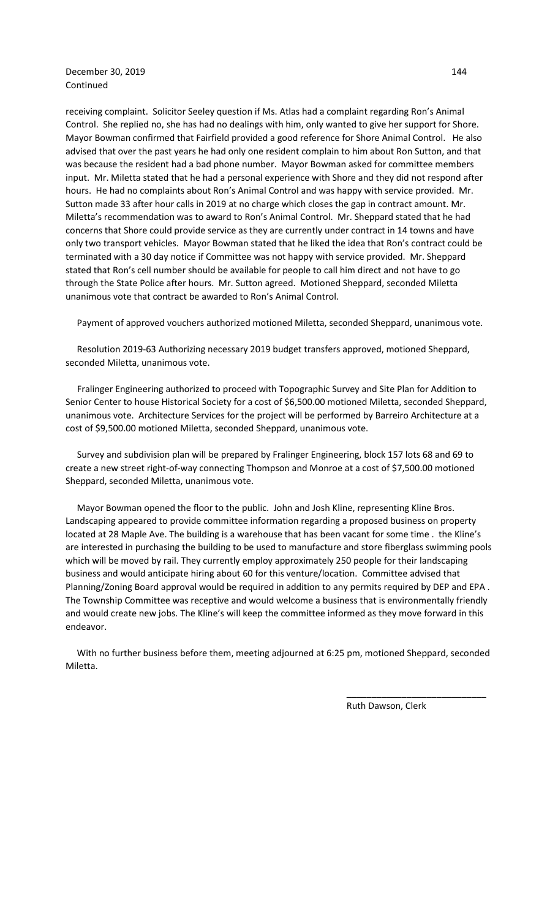December 30, 2019
Continued

receiving complaint. Solicitor Seeley question if Ms. Atlas had a complaint regarding Ron's Animal Control. She replied no, she has had no dealings with him, only wanted to give her support for Shore. Mayor Bowman confirmed that Fairfield provided a good reference for Shore Animal Control. He also advised that over the past years he had only one resident complain to him about Ron Sutton, and that was because the resident had a bad phone number. Mayor Bowman asked for committee members input. Mr. Miletta stated that he had a personal experience with Shore and they did not respond after hours. He had no complaints about Ron's Animal Control and was happy with service provided. Mr. Sutton made 33 after hour calls in 2019 at no charge which closes the gap in contract amount. Mr. Miletta's recommendation was to award to Ron's Animal Control. Mr. Sheppard stated that he had concerns that Shore could provide service as they are currently under contract in 14 towns and have only two transport vehicles. Mayor Bowman stated that he liked the idea that Ron's contract could be terminated with a 30 day notice if Committee was not happy with service provided. Mr. Sheppard stated that Ron's cell number should be available for people to call him direct and not have to go through the State Police after hours. Mr. Sutton agreed. Motioned Sheppard, seconded Miletta unanimous vote that contract be awarded to Ron's Animal Control.

Payment of approved vouchers authorized motioned Miletta, seconded Sheppard, unanimous vote.

Resolution 2019-63 Authorizing necessary 2019 budget transfers approved, motioned Sheppard, seconded Miletta, unanimous vote.

Fralinger Engineering authorized to proceed with Topographic Survey and Site Plan for Addition to Senior Center to house Historical Society for a cost of $6,500.00 motioned Miletta, seconded Sheppard, unanimous vote. Architecture Services for the project will be performed by Barreiro Architecture at a cost of $9,500.00 motioned Miletta, seconded Sheppard, unanimous vote.

Survey and subdivision plan will be prepared by Fralinger Engineering, block 157 lots 68 and 69 to create a new street right-of-way connecting Thompson and Monroe at a cost of $7,500.00 motioned Sheppard, seconded Miletta, unanimous vote.

Mayor Bowman opened the floor to the public. John and Josh Kline, representing Kline Bros. Landscaping appeared to provide committee information regarding a proposed business on property located at 28 Maple Ave. The building is a warehouse that has been vacant for some time . the Kline's are interested in purchasing the building to be used to manufacture and store fiberglass swimming pools which will be moved by rail. They currently employ approximately 250 people for their landscaping business and would anticipate hiring about 60 for this venture/location. Committee advised that Planning/Zoning Board approval would be required in addition to any permits required by DEP and EPA . The Township Committee was receptive and would welcome a business that is environmentally friendly and would create new jobs. The Kline's will keep the committee informed as they move forward in this endeavor.

With no further business before them, meeting adjourned at 6:25 pm, motioned Sheppard, seconded Miletta.

\_\_\_\_\_\_\_\_\_\_\_\_\_\_\_\_\_\_\_\_\_\_\_\_\_\_\_\_

Ruth Dawson, Clerk